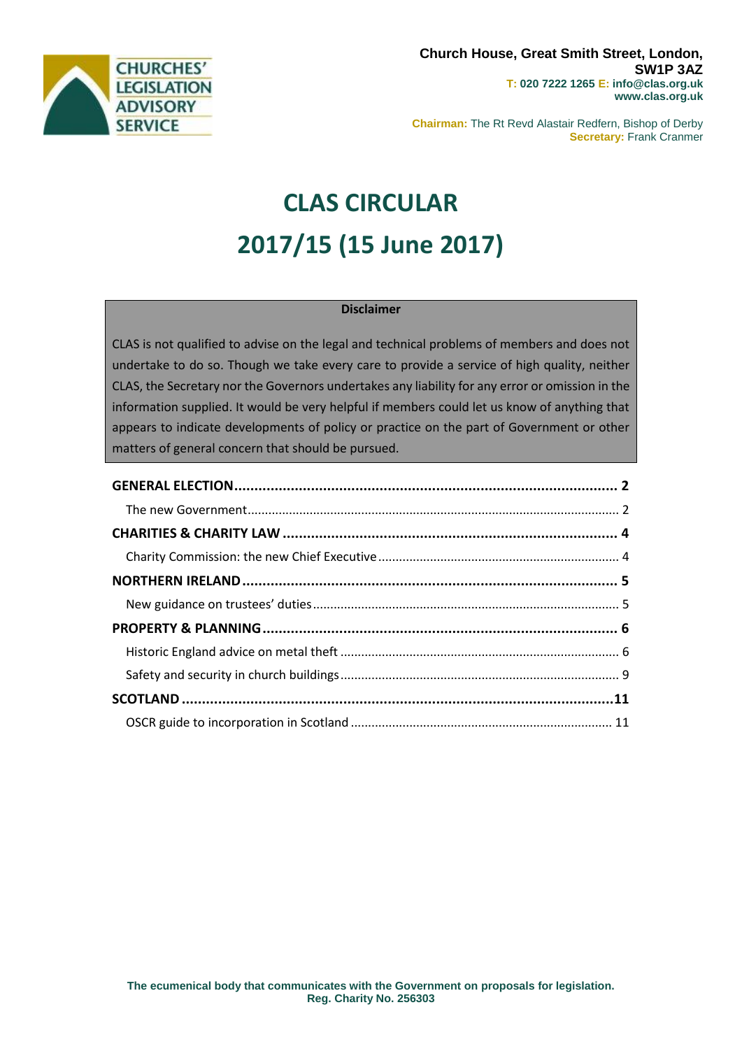CHURCHES' LEGISLATION ADVISORY SERVICE

**Church House, Great Smith Street, London, SW1P 3AZ**
**T: 020 7222 1265 E: info@clas.org.uk**
**www.clas.org.uk**

**Chairman:** The Rt Revd Alastair Redfern, Bishop of Derby
**Secretary:** Frank Cranmer

# CLAS CIRCULAR

# 2017/15 (15 June 2017)

**Disclaimer**

CLAS is not qualified to advise on the legal and technical problems of members and does not undertake to do so. Though we take every care to provide a service of high quality, neither CLAS, the Secretary nor the Governors undertakes any liability for any error or omission in the information supplied. It would be very helpful if members could let us know of anything that appears to indicate developments of policy or practice on the part of Government or other matters of general concern that should be pursued.

**GENERAL ELECTION** ..... 2
- The new Government ..... 2

**CHARITIES & CHARITY LAW** ..... 4
- Charity Commission: the new Chief Executive ..... 4

**NORTHERN IRELAND** ..... 5
- New guidance on trustees' duties ..... 5

**PROPERTY & PLANNING** ..... 6
- Historic England advice on metal theft ..... 6
- Safety and security in church buildings ..... 9

**SCOTLAND** ..... 11
- OSCR guide to incorporation in Scotland ..... 11

**The ecumenical body that communicates with the Government on proposals for legislation.**
**Reg. Charity No. 256303**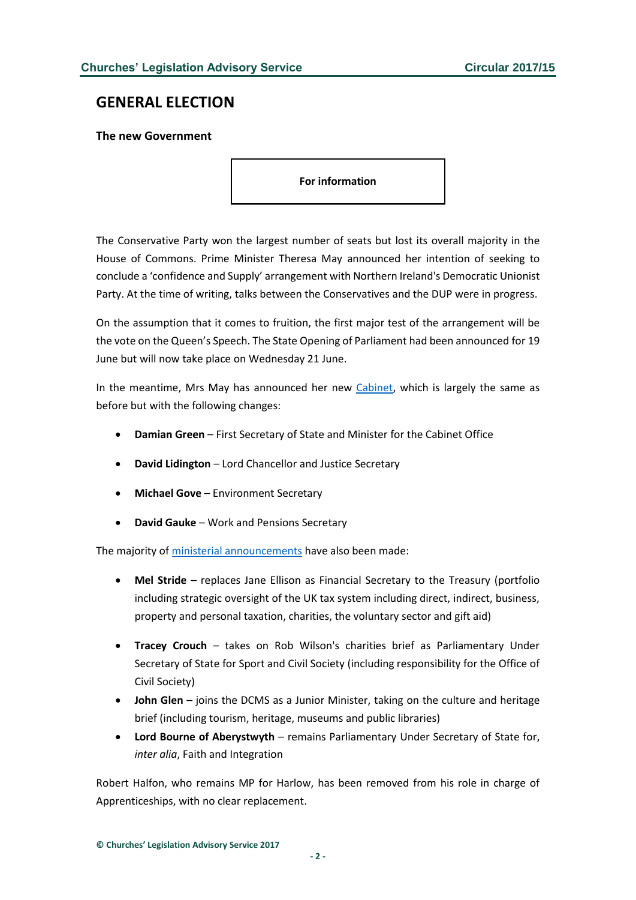## GENERAL ELECTION

**The new Government**

**For information**

The Conservative Party won the largest number of seats but lost its overall majority in the House of Commons. Prime Minister Theresa May announced her intention of seeking to conclude a 'confidence and Supply' arrangement with Northern Ireland's Democratic Unionist Party. At the time of writing, talks between the Conservatives and the DUP were in progress.

On the assumption that it comes to fruition, the first major test of the arrangement will be the vote on the Queen's Speech. The State Opening of Parliament had been announced for 19 June but will now take place on Wednesday 21 June.

In the meantime, Mrs May has announced her new Cabinet, which is largely the same as before but with the following changes:

- **Damian Green** – First Secretary of State and Minister for the Cabinet Office
- **David Lidington** – Lord Chancellor and Justice Secretary
- **Michael Gove** – Environment Secretary
- **David Gauke** – Work and Pensions Secretary

The majority of ministerial announcements have also been made:

- **Mel Stride** – replaces Jane Ellison as Financial Secretary to the Treasury (portfolio including strategic oversight of the UK tax system including direct, indirect, business, property and personal taxation, charities, the voluntary sector and gift aid)
- **Tracey Crouch** – takes on Rob Wilson's charities brief as Parliamentary Under Secretary of State for Sport and Civil Society (including responsibility for the Office of Civil Society)
- **John Glen** – joins the DCMS as a Junior Minister, taking on the culture and heritage brief (including tourism, heritage, museums and public libraries)
- **Lord Bourne of Aberystwyth** – remains Parliamentary Under Secretary of State for, *inter alia*, Faith and Integration

Robert Halfon, who remains MP for Harlow, has been removed from his role in charge of Apprenticeships, with no clear replacement.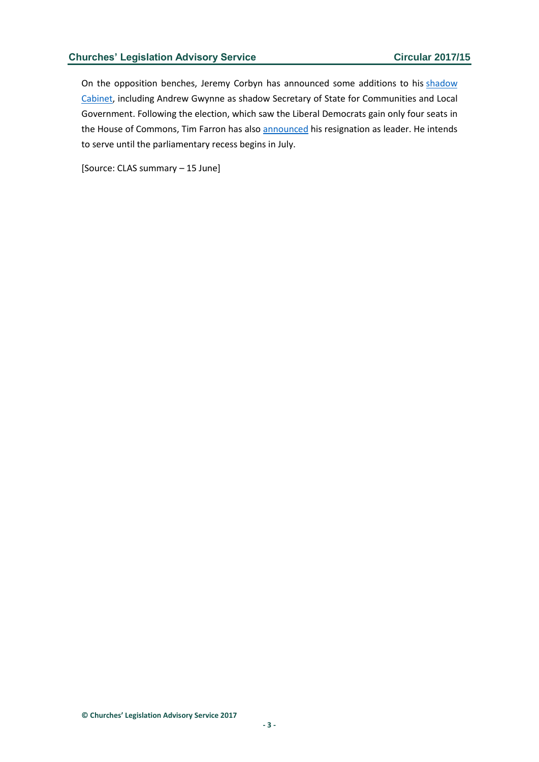On the opposition benches, Jeremy Corbyn has announced some additions to his shadow Cabinet, including Andrew Gwynne as shadow Secretary of State for Communities and Local Government. Following the election, which saw the Liberal Democrats gain only four seats in the House of Commons, Tim Farron has also announced his resignation as leader. He intends to serve until the parliamentary recess begins in July.

[Source: CLAS summary – 15 June]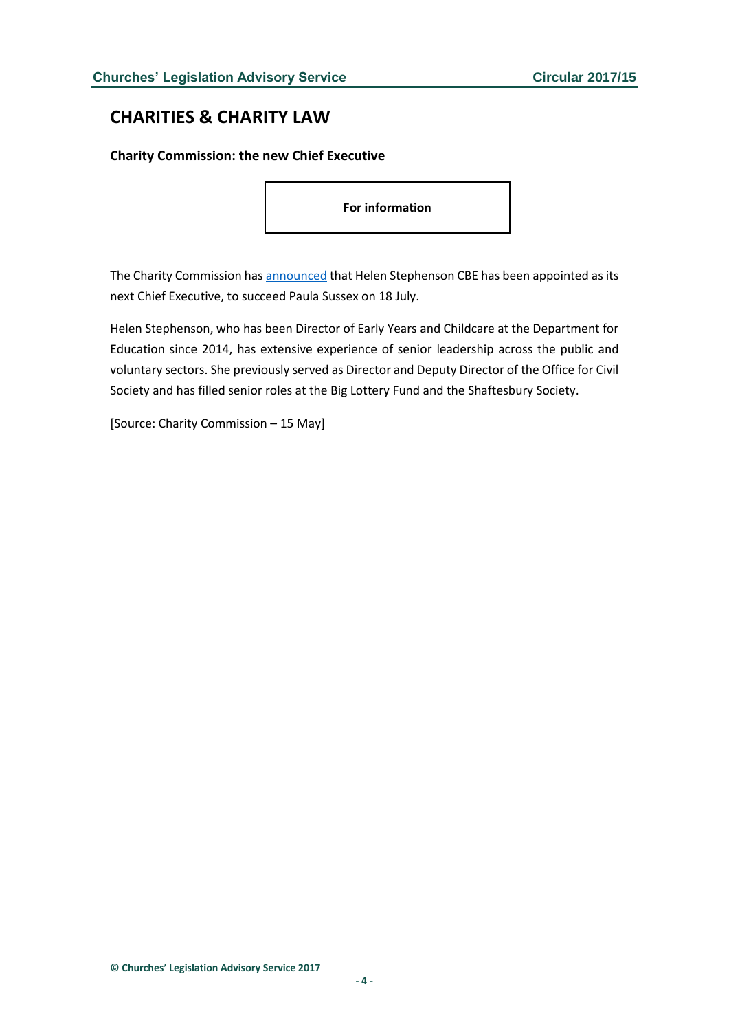## CHARITIES & CHARITY LAW

**Charity Commission: the new Chief Executive**

**For information**

The Charity Commission has announced that Helen Stephenson CBE has been appointed as its next Chief Executive, to succeed Paula Sussex on 18 July.

Helen Stephenson, who has been Director of Early Years and Childcare at the Department for Education since 2014, has extensive experience of senior leadership across the public and voluntary sectors. She previously served as Director and Deputy Director of the Office for Civil Society and has filled senior roles at the Big Lottery Fund and the Shaftesbury Society.

[Source: Charity Commission – 15 May]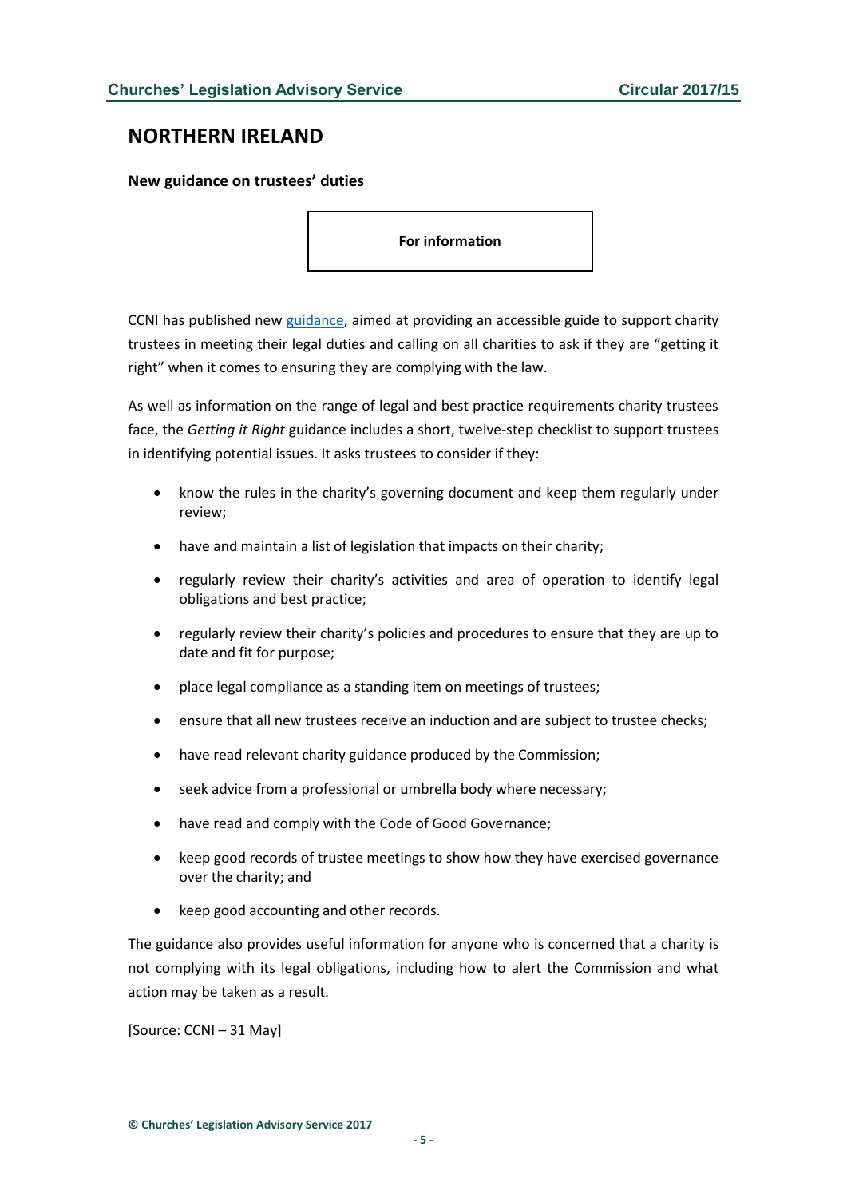## NORTHERN IRELAND

### New guidance on trustees' duties

**For information**

CCNI has published new guidance, aimed at providing an accessible guide to support charity trustees in meeting their legal duties and calling on all charities to ask if they are "getting it right" when it comes to ensuring they are complying with the law.

As well as information on the range of legal and best practice requirements charity trustees face, the *Getting it Right* guidance includes a short, twelve-step checklist to support trustees in identifying potential issues. It asks trustees to consider if they:

- know the rules in the charity's governing document and keep them regularly under review;
- have and maintain a list of legislation that impacts on their charity;
- regularly review their charity's activities and area of operation to identify legal obligations and best practice;
- regularly review their charity's policies and procedures to ensure that they are up to date and fit for purpose;
- place legal compliance as a standing item on meetings of trustees;
- ensure that all new trustees receive an induction and are subject to trustee checks;
- have read relevant charity guidance produced by the Commission;
- seek advice from a professional or umbrella body where necessary;
- have read and comply with the Code of Good Governance;
- keep good records of trustee meetings to show how they have exercised governance over the charity; and
- keep good accounting and other records.

The guidance also provides useful information for anyone who is concerned that a charity is not complying with its legal obligations, including how to alert the Commission and what action may be taken as a result.

[Source: CCNI – 31 May]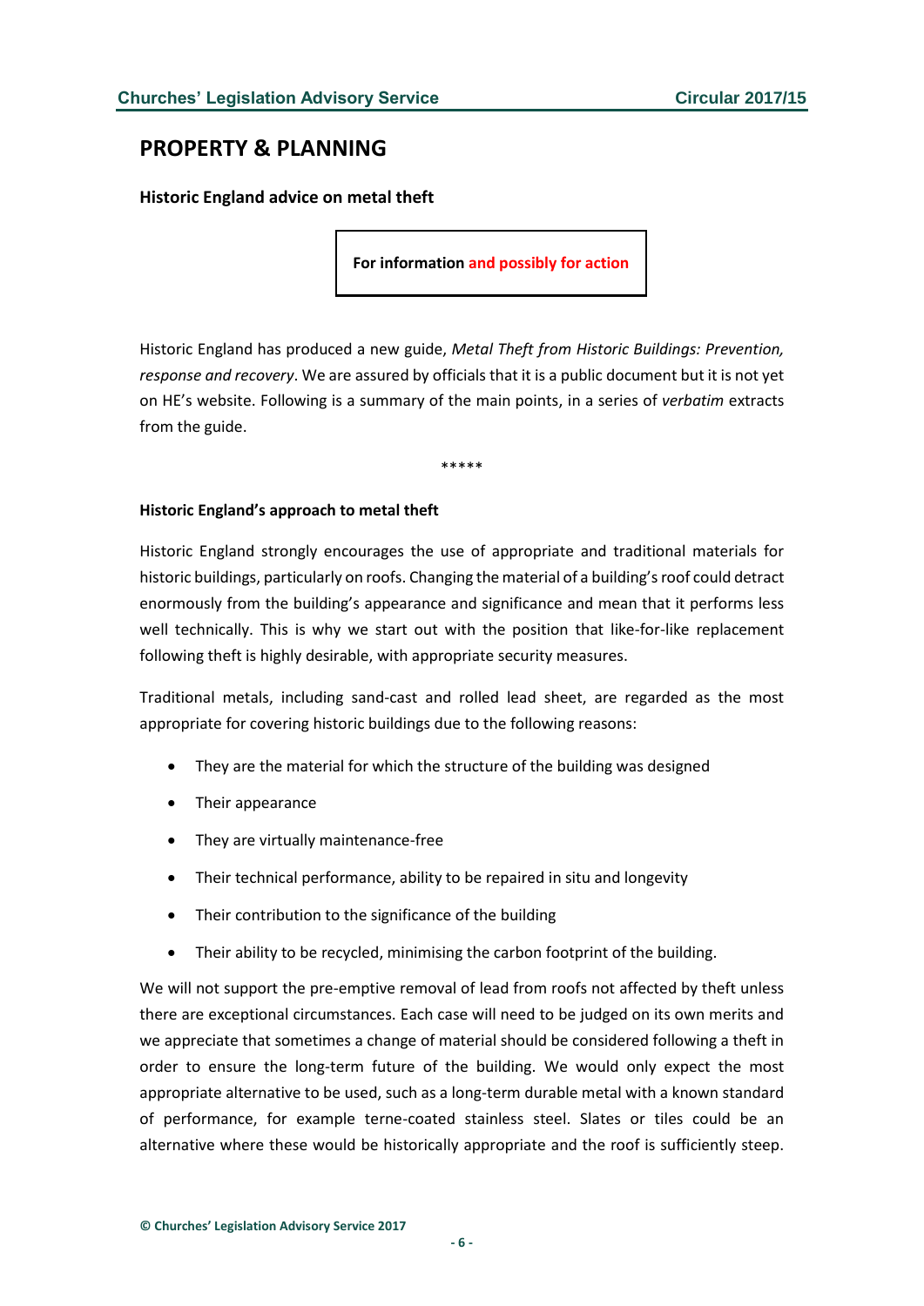## PROPERTY & PLANNING

### Historic England advice on metal theft

**For information and possibly for action**

Historic England has produced a new guide, *Metal Theft from Historic Buildings: Prevention, response and recovery*. We are assured by officials that it is a public document but it is not yet on HE's website. Following is a summary of the main points, in a series of *verbatim* extracts from the guide.

\*\*\*\*\*

**Historic England's approach to metal theft**

Historic England strongly encourages the use of appropriate and traditional materials for historic buildings, particularly on roofs. Changing the material of a building's roof could detract enormously from the building's appearance and significance and mean that it performs less well technically. This is why we start out with the position that like-for-like replacement following theft is highly desirable, with appropriate security measures.

Traditional metals, including sand-cast and rolled lead sheet, are regarded as the most appropriate for covering historic buildings due to the following reasons:

- They are the material for which the structure of the building was designed
- Their appearance
- They are virtually maintenance-free
- Their technical performance, ability to be repaired in situ and longevity
- Their contribution to the significance of the building
- Their ability to be recycled, minimising the carbon footprint of the building.

We will not support the pre-emptive removal of lead from roofs not affected by theft unless there are exceptional circumstances. Each case will need to be judged on its own merits and we appreciate that sometimes a change of material should be considered following a theft in order to ensure the long-term future of the building. We would only expect the most appropriate alternative to be used, such as a long-term durable metal with a known standard of performance, for example terne-coated stainless steel. Slates or tiles could be an alternative where these would be historically appropriate and the roof is sufficiently steep.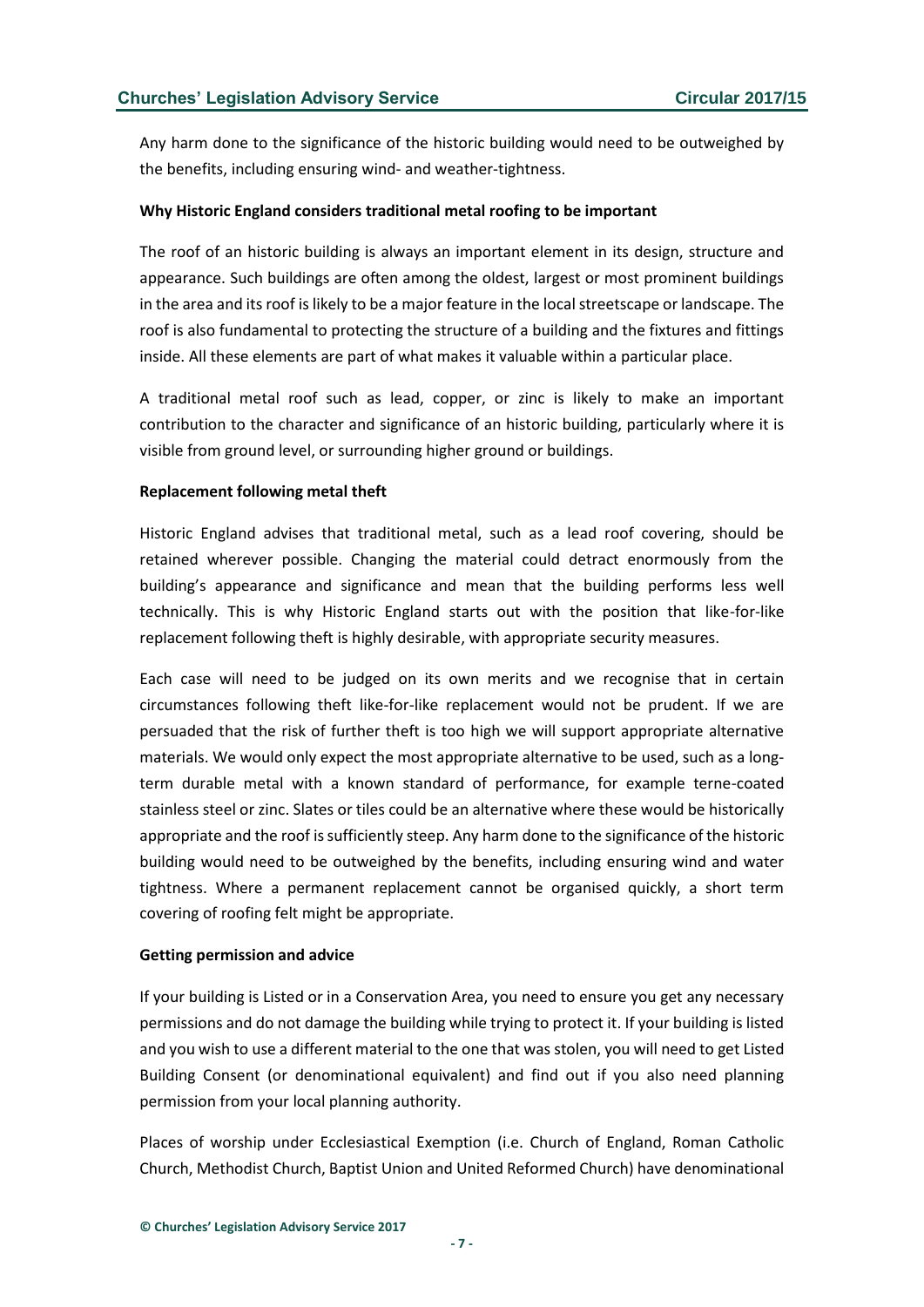Any harm done to the significance of the historic building would need to be outweighed by the benefits, including ensuring wind- and weather-tightness.

**Why Historic England considers traditional metal roofing to be important**

The roof of an historic building is always an important element in its design, structure and appearance. Such buildings are often among the oldest, largest or most prominent buildings in the area and its roof is likely to be a major feature in the local streetscape or landscape. The roof is also fundamental to protecting the structure of a building and the fixtures and fittings inside. All these elements are part of what makes it valuable within a particular place.

A traditional metal roof such as lead, copper, or zinc is likely to make an important contribution to the character and significance of an historic building, particularly where it is visible from ground level, or surrounding higher ground or buildings.

**Replacement following metal theft**

Historic England advises that traditional metal, such as a lead roof covering, should be retained wherever possible. Changing the material could detract enormously from the building's appearance and significance and mean that the building performs less well technically. This is why Historic England starts out with the position that like-for-like replacement following theft is highly desirable, with appropriate security measures.

Each case will need to be judged on its own merits and we recognise that in certain circumstances following theft like-for-like replacement would not be prudent. If we are persuaded that the risk of further theft is too high we will support appropriate alternative materials. We would only expect the most appropriate alternative to be used, such as a long-term durable metal with a known standard of performance, for example terne-coated stainless steel or zinc. Slates or tiles could be an alternative where these would be historically appropriate and the roof is sufficiently steep. Any harm done to the significance of the historic building would need to be outweighed by the benefits, including ensuring wind and water tightness. Where a permanent replacement cannot be organised quickly, a short term covering of roofing felt might be appropriate.

**Getting permission and advice**

If your building is Listed or in a Conservation Area, you need to ensure you get any necessary permissions and do not damage the building while trying to protect it. If your building is listed and you wish to use a different material to the one that was stolen, you will need to get Listed Building Consent (or denominational equivalent) and find out if you also need planning permission from your local planning authority.

Places of worship under Ecclesiastical Exemption (i.e. Church of England, Roman Catholic Church, Methodist Church, Baptist Union and United Reformed Church) have denominational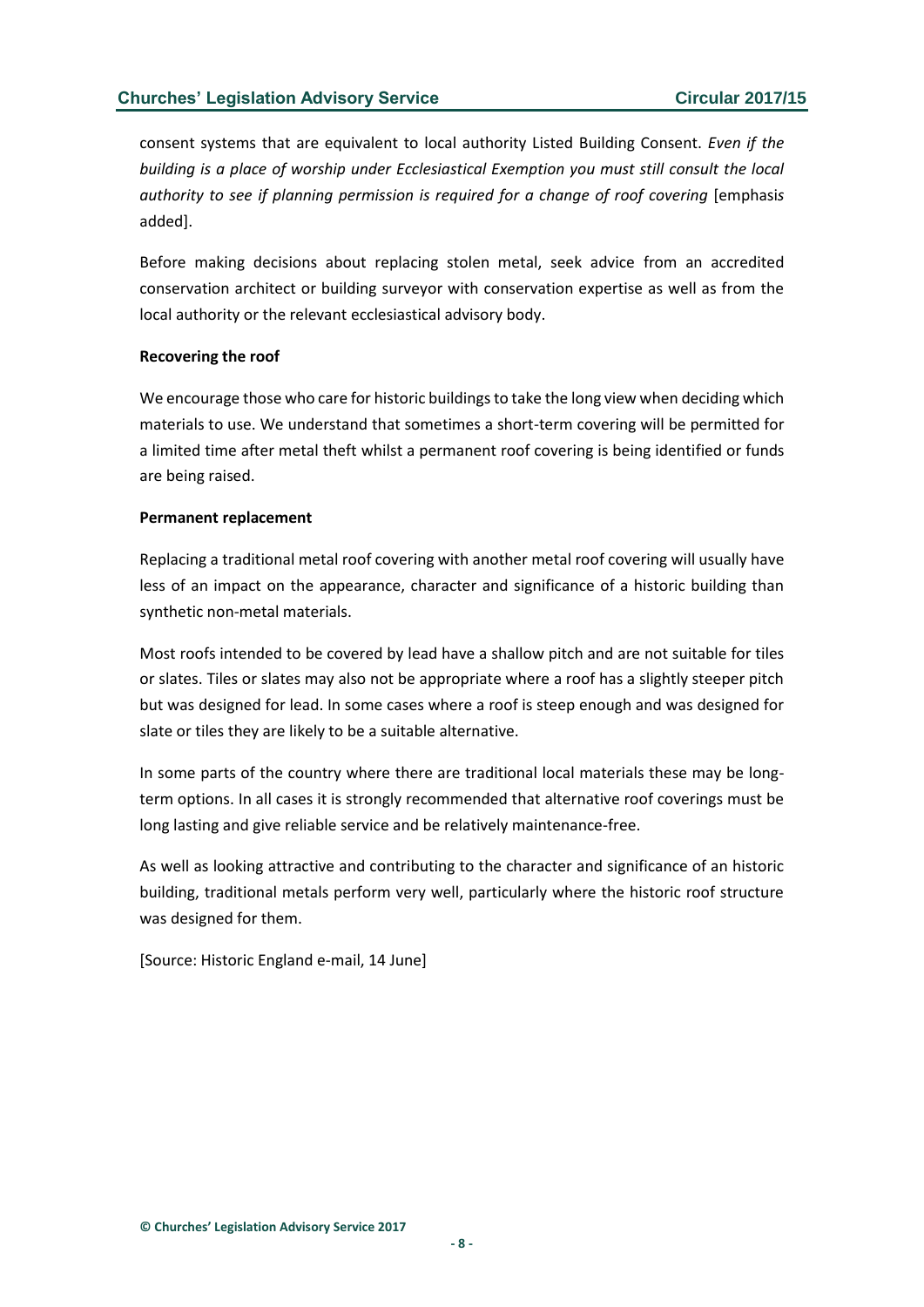consent systems that are equivalent to local authority Listed Building Consent. *Even if the building is a place of worship under Ecclesiastical Exemption you must still consult the local authority to see if planning permission is required for a change of roof covering* [emphasis added].

Before making decisions about replacing stolen metal, seek advice from an accredited conservation architect or building surveyor with conservation expertise as well as from the local authority or the relevant ecclesiastical advisory body.

**Recovering the roof**

We encourage those who care for historic buildings to take the long view when deciding which materials to use. We understand that sometimes a short-term covering will be permitted for a limited time after metal theft whilst a permanent roof covering is being identified or funds are being raised.

**Permanent replacement**

Replacing a traditional metal roof covering with another metal roof covering will usually have less of an impact on the appearance, character and significance of a historic building than synthetic non-metal materials.

Most roofs intended to be covered by lead have a shallow pitch and are not suitable for tiles or slates. Tiles or slates may also not be appropriate where a roof has a slightly steeper pitch but was designed for lead. In some cases where a roof is steep enough and was designed for slate or tiles they are likely to be a suitable alternative.

In some parts of the country where there are traditional local materials these may be long-term options. In all cases it is strongly recommended that alternative roof coverings must be long lasting and give reliable service and be relatively maintenance-free.

As well as looking attractive and contributing to the character and significance of an historic building, traditional metals perform very well, particularly where the historic roof structure was designed for them.

[Source: Historic England e-mail, 14 June]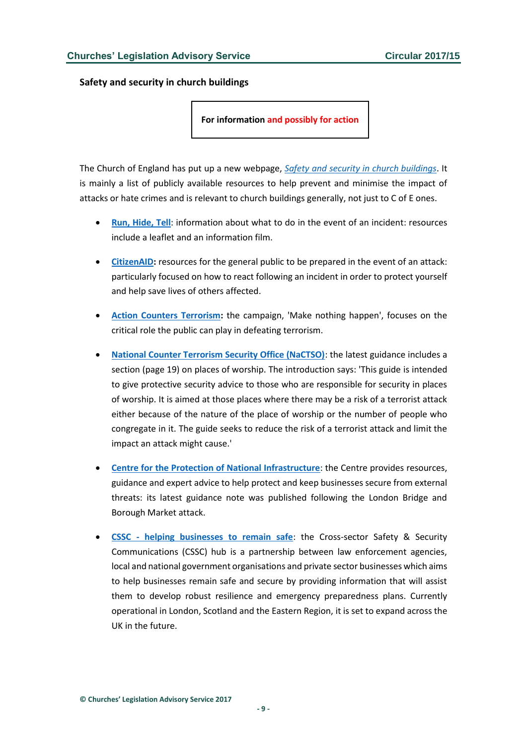## Safety and security in church buildings

**For information and possibly for action**

The Church of England has put up a new webpage, *Safety and security in church buildings*. It is mainly a list of publicly available resources to help prevent and minimise the impact of attacks or hate crimes and is relevant to church buildings generally, not just to C of E ones.

- **Run, Hide, Tell**: information about what to do in the event of an incident: resources include a leaflet and an information film.
- **CitizenAID:** resources for the general public to be prepared in the event of an attack: particularly focused on how to react following an incident in order to protect yourself and help save lives of others affected.
- **Action Counters Terrorism:** the campaign, 'Make nothing happen', focuses on the critical role the public can play in defeating terrorism.
- **National Counter Terrorism Security Office (NaCTSO)**: the latest guidance includes a section (page 19) on places of worship. The introduction says: 'This guide is intended to give protective security advice to those who are responsible for security in places of worship. It is aimed at those places where there may be a risk of a terrorist attack either because of the nature of the place of worship or the number of people who congregate in it. The guide seeks to reduce the risk of a terrorist attack and limit the impact an attack might cause.'
- **Centre for the Protection of National Infrastructure**: the Centre provides resources, guidance and expert advice to help protect and keep businesses secure from external threats: its latest guidance note was published following the London Bridge and Borough Market attack.
- **CSSC - helping businesses to remain safe**: the Cross-sector Safety & Security Communications (CSSC) hub is a partnership between law enforcement agencies, local and national government organisations and private sector businesses which aims to help businesses remain safe and secure by providing information that will assist them to develop robust resilience and emergency preparedness plans. Currently operational in London, Scotland and the Eastern Region, it is set to expand across the UK in the future.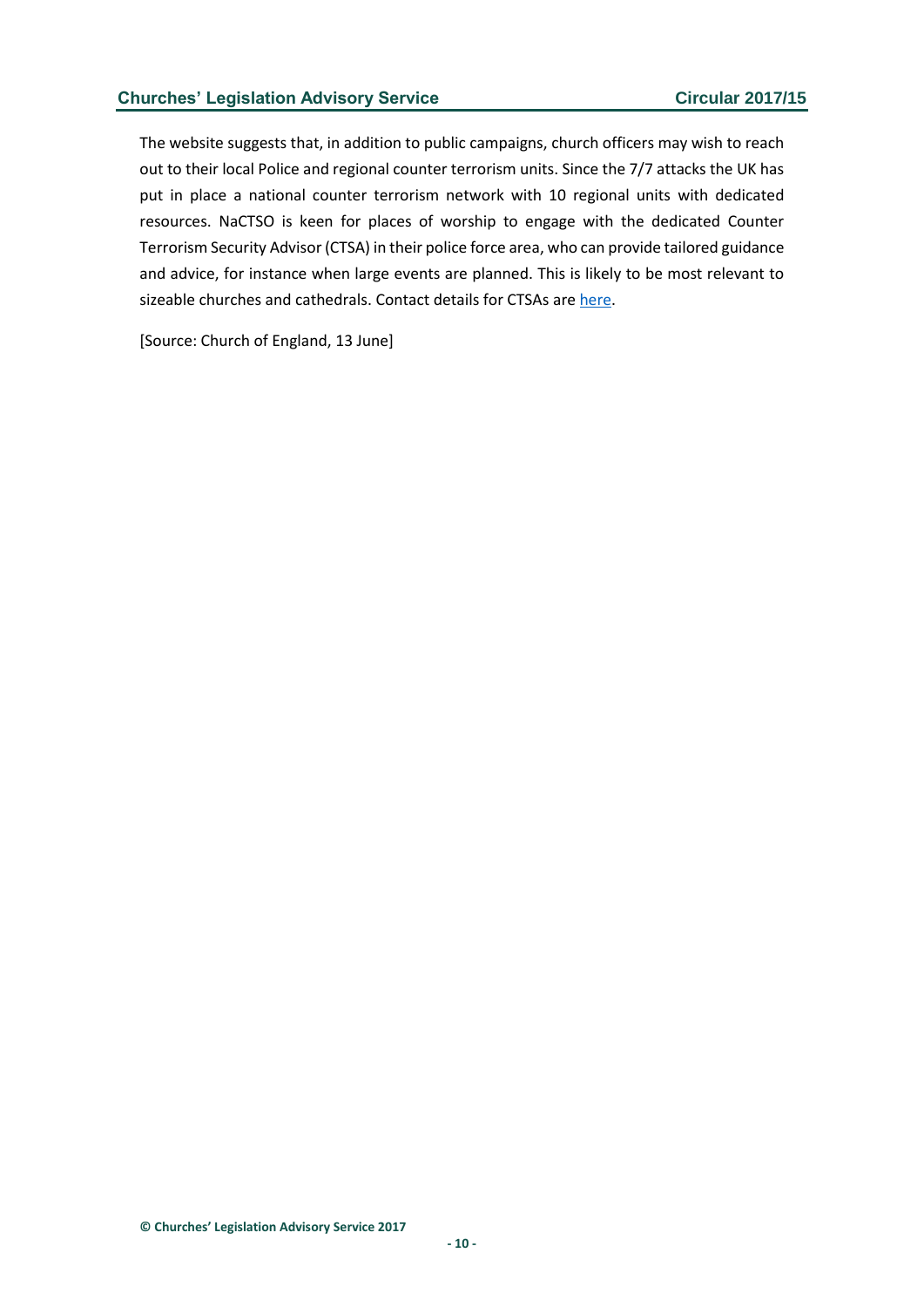The website suggests that, in addition to public campaigns, church officers may wish to reach out to their local Police and regional counter terrorism units. Since the 7/7 attacks the UK has put in place a national counter terrorism network with 10 regional units with dedicated resources. NaCTSO is keen for places of worship to engage with the dedicated Counter Terrorism Security Advisor (CTSA) in their police force area, who can provide tailored guidance and advice, for instance when large events are planned. This is likely to be most relevant to sizeable churches and cathedrals. Contact details for CTSAs are here.

[Source: Church of England, 13 June]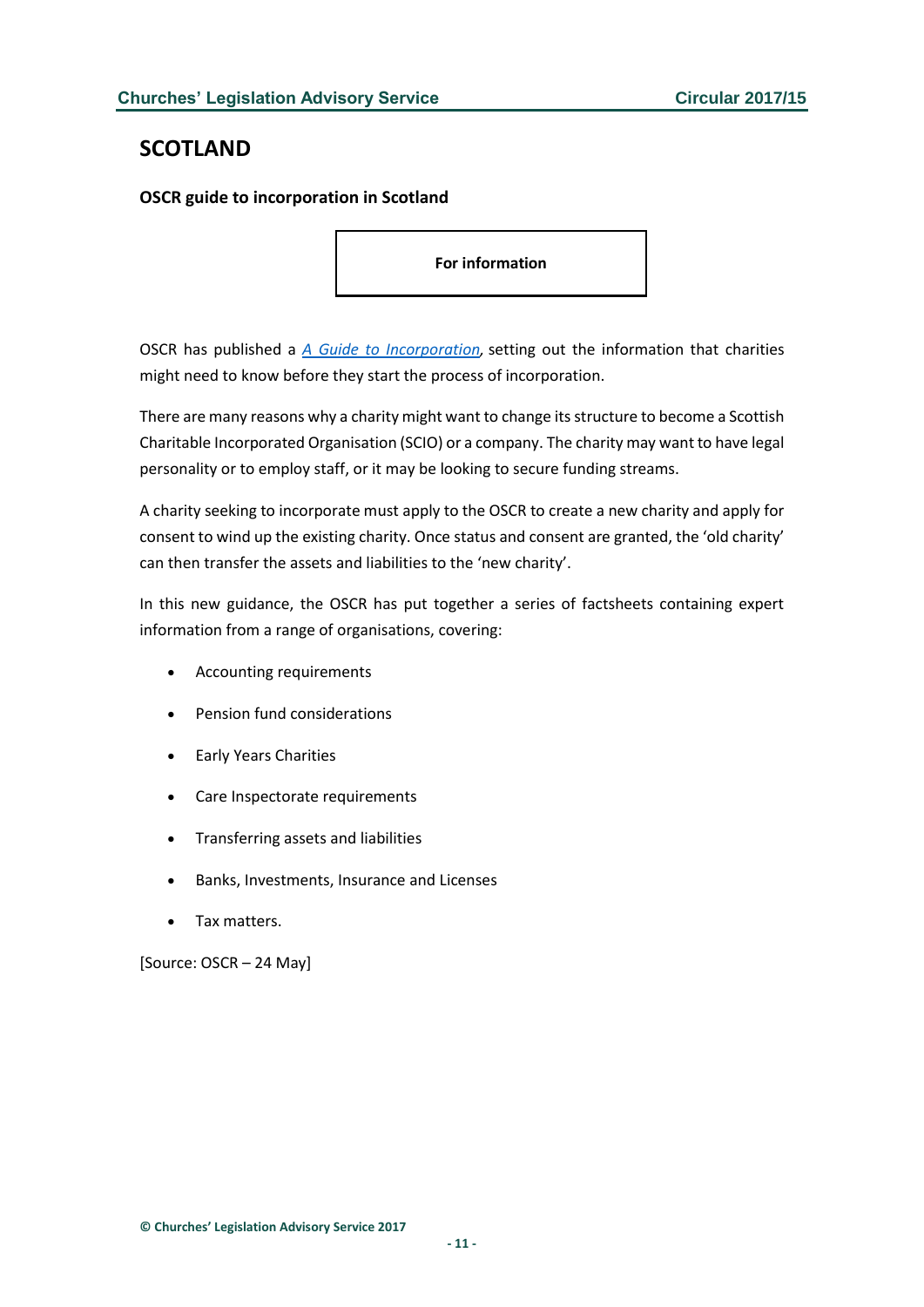## SCOTLAND

### OSCR guide to incorporation in Scotland

**For information**

OSCR has published a *A Guide to Incorporation*, setting out the information that charities might need to know before they start the process of incorporation.

There are many reasons why a charity might want to change its structure to become a Scottish Charitable Incorporated Organisation (SCIO) or a company. The charity may want to have legal personality or to employ staff, or it may be looking to secure funding streams.

A charity seeking to incorporate must apply to the OSCR to create a new charity and apply for consent to wind up the existing charity. Once status and consent are granted, the 'old charity' can then transfer the assets and liabilities to the 'new charity'.

In this new guidance, the OSCR has put together a series of factsheets containing expert information from a range of organisations, covering:

- Accounting requirements
- Pension fund considerations
- Early Years Charities
- Care Inspectorate requirements
- Transferring assets and liabilities
- Banks, Investments, Insurance and Licenses
- Tax matters.

[Source: OSCR – 24 May]

© Churches' Legislation Advisory Service 2017